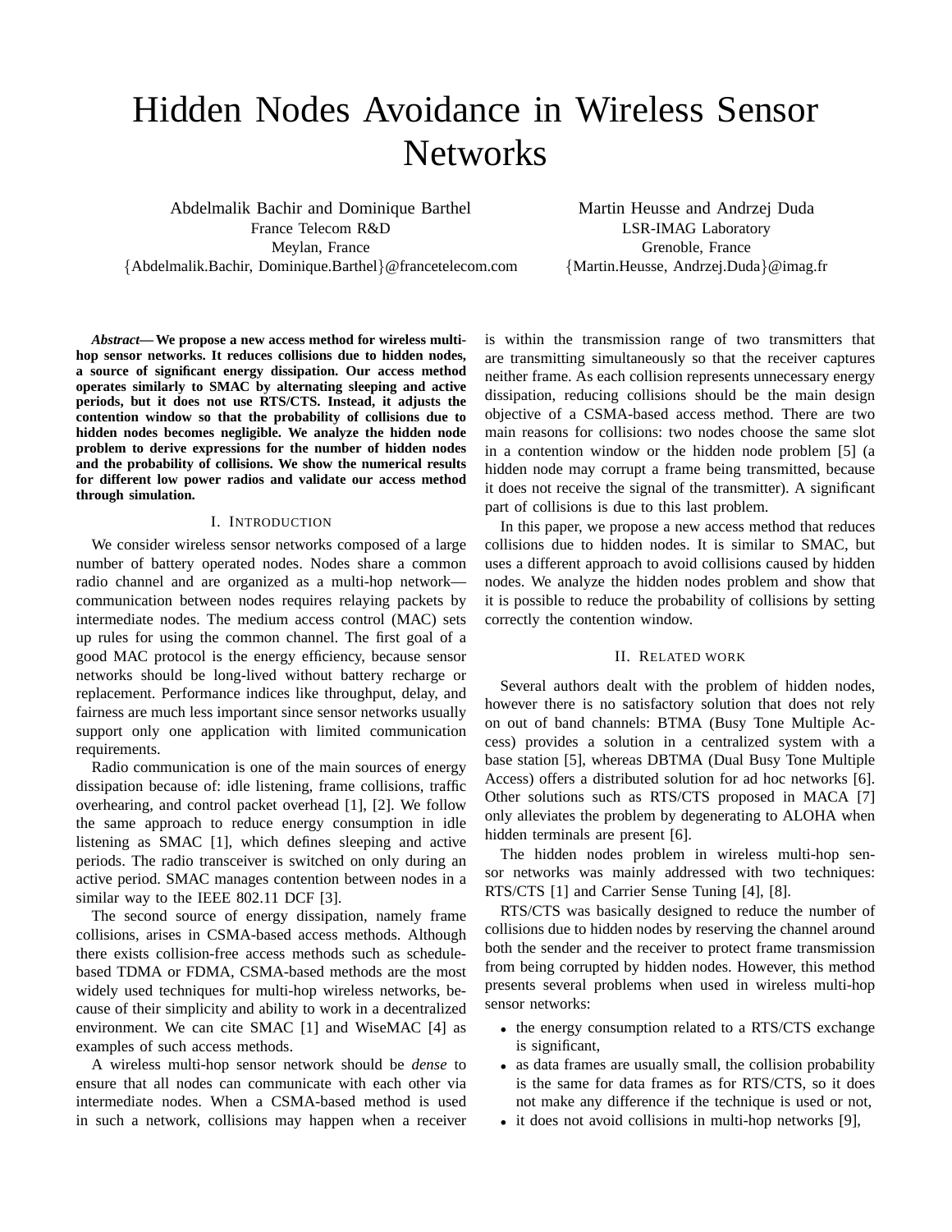# Hidden Nodes Avoidance in Wireless Sensor Networks

Abdelmalik Bachir and Dominique Barthel
France Telecom R&D
Meylan, France
{Abdelmalik.Bachir, Dominique.Barthel}@francetelecom.com

Martin Heusse and Andrzej Duda
LSR-IMAG Laboratory
Grenoble, France
{Martin.Heusse, Andrzej.Duda}@imag.fr

***Abstract*— We propose a new access method for wireless multi-hop sensor networks. It reduces collisions due to hidden nodes, a source of significant energy dissipation. Our access method operates similarly to SMAC by alternating sleeping and active periods, but it does not use RTS/CTS. Instead, it adjusts the contention window so that the probability of collisions due to hidden nodes becomes negligible. We analyze the hidden node problem to derive expressions for the number of hidden nodes and the probability of collisions. We show the numerical results for different low power radios and validate our access method through simulation.**

## I. Introduction

We consider wireless sensor networks composed of a large number of battery operated nodes. Nodes share a common radio channel and are organized as a multi-hop network—communication between nodes requires relaying packets by intermediate nodes. The medium access control (MAC) sets up rules for using the common channel. The first goal of a good MAC protocol is the energy efficiency, because sensor networks should be long-lived without battery recharge or replacement. Performance indices like throughput, delay, and fairness are much less important since sensor networks usually support only one application with limited communication requirements.

Radio communication is one of the main sources of energy dissipation because of: idle listening, frame collisions, traffic overhearing, and control packet overhead [1], [2]. We follow the same approach to reduce energy consumption in idle listening as SMAC [1], which defines sleeping and active periods. The radio transceiver is switched on only during an active period. SMAC manages contention between nodes in a similar way to the IEEE 802.11 DCF [3].

The second source of energy dissipation, namely frame collisions, arises in CSMA-based access methods. Although there exists collision-free access methods such as schedule-based TDMA or FDMA, CSMA-based methods are the most widely used techniques for multi-hop wireless networks, because of their simplicity and ability to work in a decentralized environment. We can cite SMAC [1] and WiseMAC [4] as examples of such access methods.

A wireless multi-hop sensor network should be *dense* to ensure that all nodes can communicate with each other via intermediate nodes. When a CSMA-based method is used in such a network, collisions may happen when a receiver is within the transmission range of two transmitters that are transmitting simultaneously so that the receiver captures neither frame. As each collision represents unnecessary energy dissipation, reducing collisions should be the main design objective of a CSMA-based access method. There are two main reasons for collisions: two nodes choose the same slot in a contention window or the hidden node problem [5] (a hidden node may corrupt a frame being transmitted, because it does not receive the signal of the transmitter). A significant part of collisions is due to this last problem.

In this paper, we propose a new access method that reduces collisions due to hidden nodes. It is similar to SMAC, but uses a different approach to avoid collisions caused by hidden nodes. We analyze the hidden nodes problem and show that it is possible to reduce the probability of collisions by setting correctly the contention window.

## II. Related work

Several authors dealt with the problem of hidden nodes, however there is no satisfactory solution that does not rely on out of band channels: BTMA (Busy Tone Multiple Access) provides a solution in a centralized system with a base station [5], whereas DBTMA (Dual Busy Tone Multiple Access) offers a distributed solution for ad hoc networks [6]. Other solutions such as RTS/CTS proposed in MACA [7] only alleviates the problem by degenerating to ALOHA when hidden terminals are present [6].

The hidden nodes problem in wireless multi-hop sensor networks was mainly addressed with two techniques: RTS/CTS [1] and Carrier Sense Tuning [4], [8].

RTS/CTS was basically designed to reduce the number of collisions due to hidden nodes by reserving the channel around both the sender and the receiver to protect frame transmission from being corrupted by hidden nodes. However, this method presents several problems when used in wireless multi-hop sensor networks:

- the energy consumption related to a RTS/CTS exchange is significant,
- as data frames are usually small, the collision probability is the same for data frames as for RTS/CTS, so it does not make any difference if the technique is used or not,
- it does not avoid collisions in multi-hop networks [9],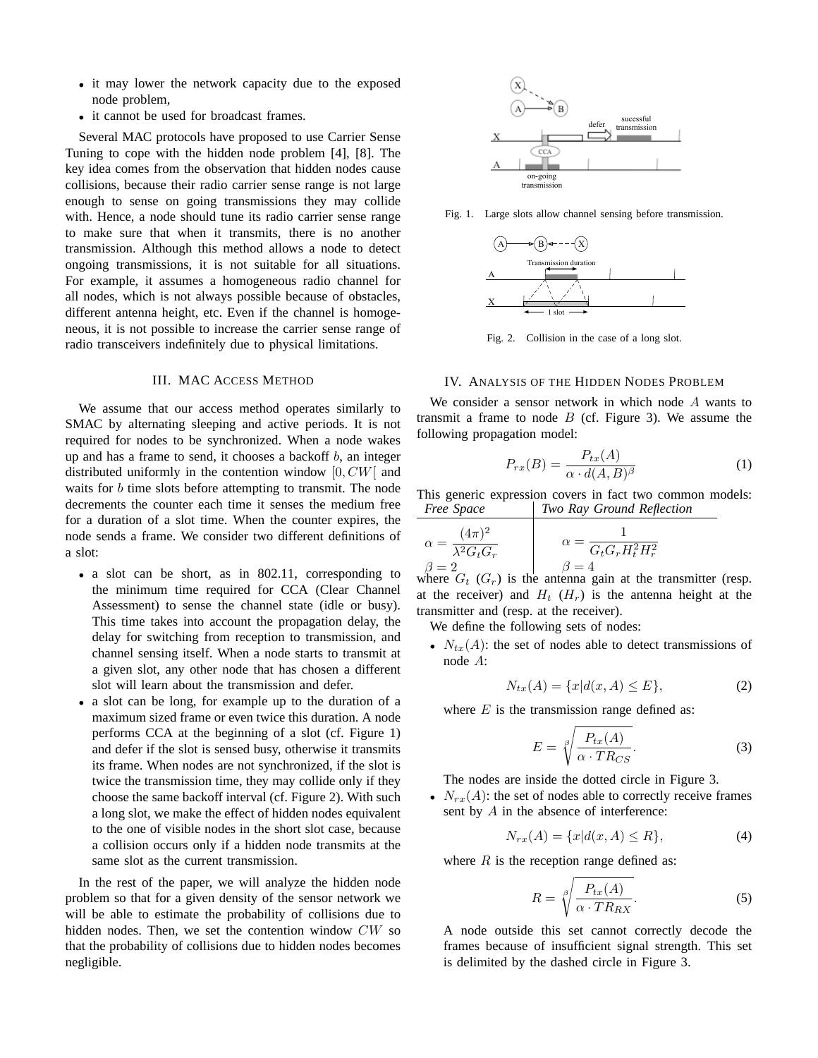- it may lower the network capacity due to the exposed node problem,
- it cannot be used for broadcast frames.

Several MAC protocols have proposed to use Carrier Sense Tuning to cope with the hidden node problem [4], [8]. The key idea comes from the observation that hidden nodes cause collisions, because their radio carrier sense range is not large enough to sense on going transmissions they may collide with. Hence, a node should tune its radio carrier sense range to make sure that when it transmits, there is no another transmission. Although this method allows a node to detect ongoing transmissions, it is not suitable for all situations. For example, it assumes a homogeneous radio channel for all nodes, which is not always possible because of obstacles, different antenna height, etc. Even if the channel is homogeneous, it is not possible to increase the carrier sense range of radio transceivers indefinitely due to physical limitations.

## III. MAC Access Method

We assume that our access method operates similarly to SMAC by alternating sleeping and active periods. It is not required for nodes to be synchronized. When a node wakes up and has a frame to send, it chooses a backoff $b$, an integer distributed uniformly in the contention window $[0, CW[$ and waits for $b$ time slots before attempting to transmit. The node decrements the counter each time it senses the medium free for a duration of a slot time. When the counter expires, the node sends a frame. We consider two different definitions of a slot:

- a slot can be short, as in 802.11, corresponding to the minimum time required for CCA (Clear Channel Assessment) to sense the channel state (idle or busy). This time takes into account the propagation delay, the delay for switching from reception to transmission, and channel sensing itself. When a node starts to transmit at a given slot, any other node that has chosen a different slot will learn about the transmission and defer.
- a slot can be long, for example up to the duration of a maximum sized frame or even twice this duration. A node performs CCA at the beginning of a slot (cf. Figure 1) and defer if the slot is sensed busy, otherwise it transmits its frame. When nodes are not synchronized, if the slot is twice the transmission time, they may collide only if they choose the same backoff interval (cf. Figure 2). With such a long slot, we make the effect of hidden nodes equivalent to the one of visible nodes in the short slot case, because a collision occurs only if a hidden node transmits at the same slot as the current transmission.

In the rest of the paper, we will analyze the hidden node problem so that for a given density of the sensor network we will be able to estimate the probability of collisions due to hidden nodes. Then, we set the contention window $CW$ so that the probability of collisions due to hidden nodes becomes negligible.

Fig. 1. Large slots allow channel sensing before transmission.

Fig. 2. Collision in the case of a long slot.

## IV. Analysis of the Hidden Nodes Problem

We consider a sensor network in which node $A$ wants to transmit a frame to node $B$ (cf. Figure 3). We assume the following propagation model:

$$P_{rx}(B) = \frac{P_{tx}(A)}{\alpha \cdot d(A, B)^{\beta}} \tag{1}$$

This generic expression covers in fact two common models:

| *Free Space* | *Two Ray Ground Reflection* |
|---|---|
| $\alpha = \frac{(4\pi)^2}{\lambda^2 G_t G_r}$ | $\alpha = \frac{1}{G_t G_r H_t^2 H_r^2}$ |
| $\beta = 2$ | $\beta = 4$ |

where $G_t$ ($G_r$) is the antenna gain at the transmitter (resp. at the receiver) and $H_t$ ($H_r$) is the antenna height at the transmitter and (resp. at the receiver).

We define the following sets of nodes:

- $N_{tx}(A)$: the set of nodes able to detect transmissions of node $A$:

$$N_{tx}(A) = \{x | d(x, A) \leq E\}, \tag{2}$$

where $E$ is the transmission range defined as:

$$E = \sqrt[\beta]{\frac{P_{tx}(A)}{\alpha \cdot TR_{CS}}}. \tag{3}$$

The nodes are inside the dotted circle in Figure 3.

- $N_{rx}(A)$: the set of nodes able to correctly receive frames sent by $A$ in the absence of interference:

$$N_{rx}(A) = \{x | d(x, A) \leq R\}, \tag{4}$$

where $R$ is the reception range defined as:

$$R = \sqrt[\beta]{\frac{P_{tx}(A)}{\alpha \cdot TR_{RX}}}. \tag{5}$$

A node outside this set cannot correctly decode the frames because of insufficient signal strength. This set is delimited by the dashed circle in Figure 3.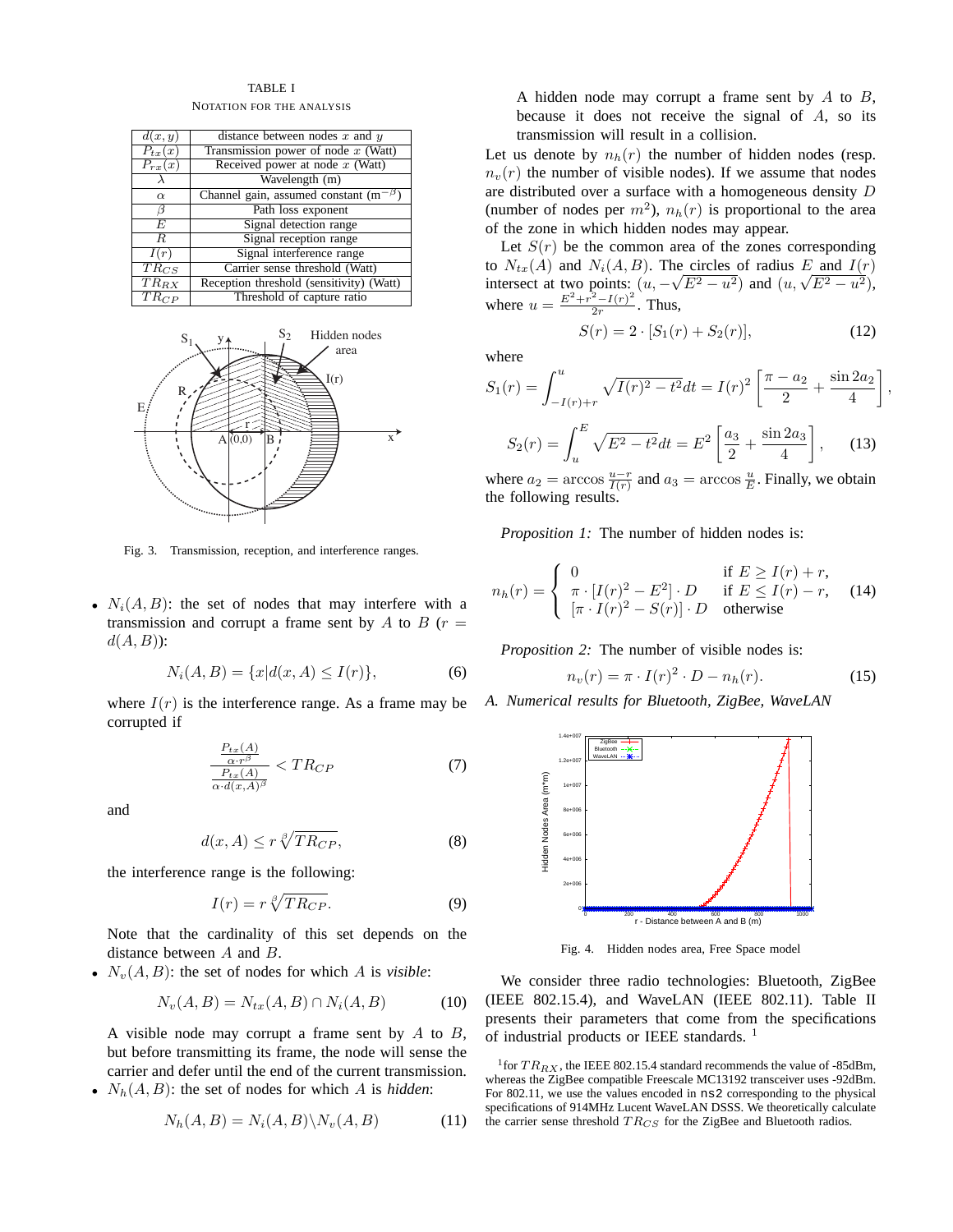TABLE I

NOTATION FOR THE ANALYSIS

| | |
|---|---|
| $d(x, y)$ | distance between nodes $x$ and $y$ |
| $P_{tx}(x)$ | Transmission power of node $x$ (Watt) |
| $P_{rx}(x)$ | Received power at node $x$ (Watt) |
| $\lambda$ | Wavelength (m) |
| $\alpha$ | Channel gain, assumed constant ($m^{-\beta}$) |
| $\beta$ | Path loss exponent |
| $E$ | Signal detection range |
| $R$ | Signal reception range |
| $I(r)$ | Signal interference range |
| $TR_{CS}$ | Carrier sense threshold (Watt) |
| $TR_{RX}$ | Reception threshold (sensitivity) (Watt) |
| $TR_{CP}$ | Threshold of capture ratio |

Fig. 3. Transmission, reception, and interference ranges.

- $N_i(A, B)$: the set of nodes that may interfere with a transmission and corrupt a frame sent by $A$ to $B$ ($r = d(A, B)$):

$$N_i(A, B) = \{x | d(x, A) \leq I(r)\}, \tag{6}$$

where $I(r)$ is the interference range. As a frame may be corrupted if

$$\frac{\frac{P_{tx}(A)}{\alpha \cdot r^{\beta}}}{\frac{P_{tx}(A)}{\alpha \cdot d(x,A)^{\beta}}} < TR_{CP} \tag{7}$$

and

$$d(x, A) \leq r \sqrt[\beta]{TR_{CP}}, \tag{8}$$

the interference range is the following:

$$I(r) = r \sqrt[\beta]{TR_{CP}}. \tag{9}$$

Note that the cardinality of this set depends on the distance between $A$ and $B$.

- $N_v(A, B)$: the set of nodes for which $A$ is *visible*:

$$N_v(A, B) = N_{tx}(A, B) \cap N_i(A, B) \tag{10}$$

A visible node may corrupt a frame sent by $A$ to $B$, but before transmitting its frame, the node will sense the carrier and defer until the end of the current transmission.

- $N_h(A, B)$: the set of nodes for which $A$ is *hidden*:

$$N_h(A, B) = N_i(A, B) \backslash N_v(A, B) \tag{11}$$

A hidden node may corrupt a frame sent by $A$ to $B$, because it does not receive the signal of $A$, so its transmission will result in a collision.

Let us denote by $n_h(r)$ the number of hidden nodes (resp. $n_v(r)$ the number of visible nodes). If we assume that nodes are distributed over a surface with a homogeneous density $D$ (number of nodes per $m^2$), $n_h(r)$ is proportional to the area of the zone in which hidden nodes may appear.

Let $S(r)$ be the common area of the zones corresponding to $N_{tx}(A)$ and $N_i(A, B)$. The circles of radius $E$ and $I(r)$ intersect at two points: $(u, -\sqrt{E^2 - u^2})$ and $(u, \sqrt{E^2 - u^2})$, where $u = \frac{E^2 + r^2 - I(r)^2}{2r}$. Thus,

$$S(r) = 2 \cdot [S_1(r) + S_2(r)], \tag{12}$$

where

$$S_1(r) = \int_{-I(r)+r}^{u} \sqrt{I(r)^2 - t^2} dt = I(r)^2 \left[ \frac{\pi - a_2}{2} + \frac{\sin 2a_2}{4} \right],$$

$$S_2(r) = \int_{u}^{E} \sqrt{E^2 - t^2} dt = E^2 \left[ \frac{a_3}{2} + \frac{\sin 2a_3}{4} \right], \tag{13}$$

where $a_2 = \arccos \frac{u-r}{I(r)}$ and $a_3 = \arccos \frac{u}{E}$. Finally, we obtain the following results.

*Proposition 1:* The number of hidden nodes is:

$$n_h(r) = \begin{cases} 0 & \text{if } E \geq I(r) + r, \\ \pi \cdot [I(r)^2 - E^2] \cdot D & \text{if } E \leq I(r) - r, \\ [\pi \cdot I(r)^2 - S(r)] \cdot D & \text{otherwise} \end{cases} \tag{14}$$

*Proposition 2:* The number of visible nodes is:

$$n_v(r) = \pi \cdot I(r)^2 \cdot D - n_h(r). \tag{15}$$

### A. Numerical results for Bluetooth, ZigBee, WaveLAN

Fig. 4. Hidden nodes area, Free Space model

We consider three radio technologies: Bluetooth, ZigBee (IEEE 802.15.4), and WaveLAN (IEEE 802.11). Table II presents their parameters that come from the specifications of industrial products or IEEE standards. [1]

[1] for $TR_{RX}$, the IEEE 802.15.4 standard recommends the value of -85dBm, whereas the ZigBee compatible Freescale MC13192 transceiver uses -92dBm. For 802.11, we use the values encoded in ns2 corresponding to the physical specifications of 914MHz Lucent WaveLAN DSSS. We theoretically calculate the carrier sense threshold $TR_{CS}$ for the ZigBee and Bluetooth radios.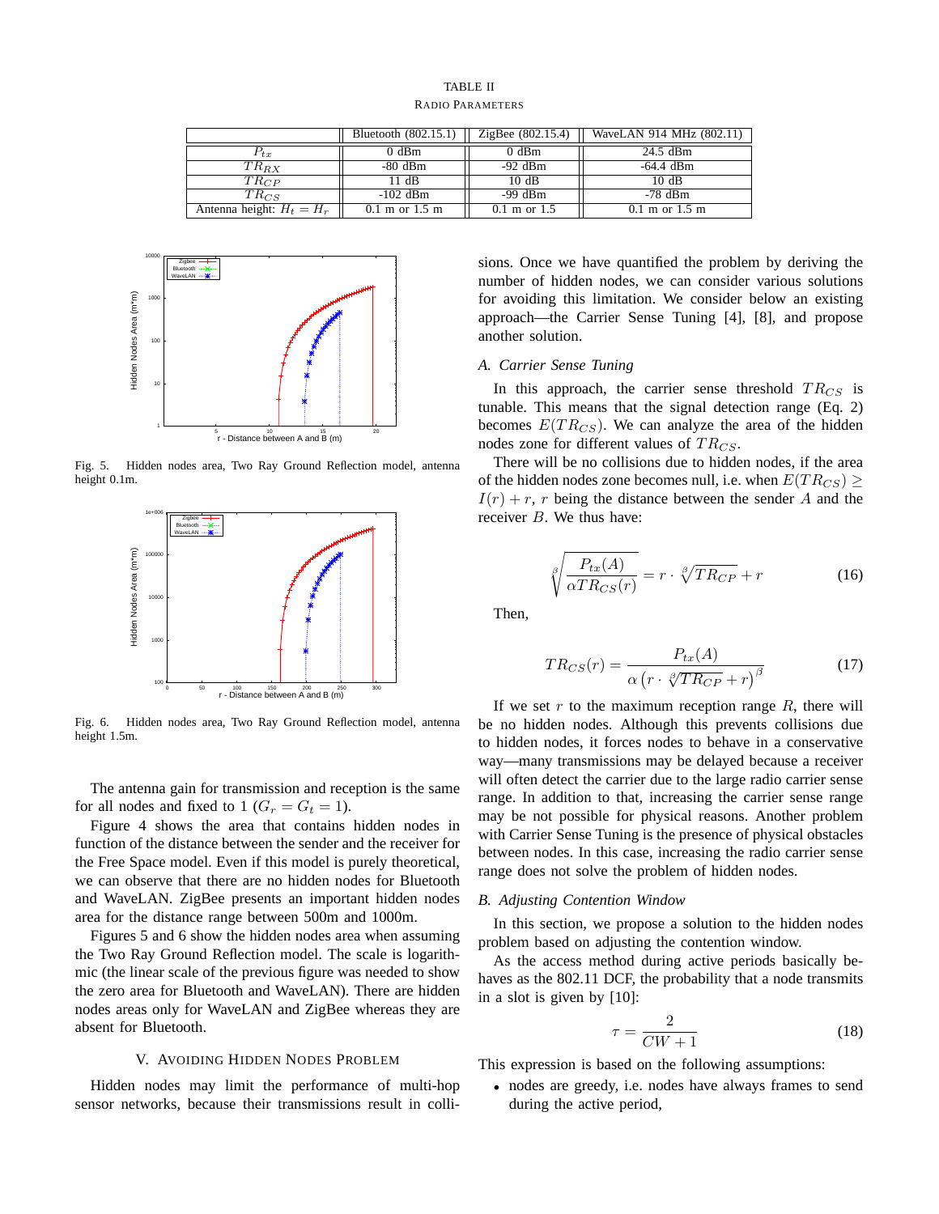TABLE II

RADIO PARAMETERS

| | Bluetooth (802.15.1) | ZigBee (802.15.4) | WaveLAN 914 MHz (802.11) |
|---|---|---|---|
| $P_{tx}$ | 0 dBm | 0 dBm | 24.5 dBm |
| $TR_{RX}$ | -80 dBm | -92 dBm | -64.4 dBm |
| $TR_{CP}$ | 11 dB | 10 dB | 10 dB |
| $TR_{CS}$ | -102 dBm | -99 dBm | -78 dBm |
| Antenna height: $H_t = H_r$ | 0.1 m or 1.5 m | 0.1 m or 1.5 | 0.1 m or 1.5 m |

Fig. 5. Hidden nodes area, Two Ray Ground Reflection model, antenna height 0.1m.

Fig. 6. Hidden nodes area, Two Ray Ground Reflection model, antenna height 1.5m.

The antenna gain for transmission and reception is the same for all nodes and fixed to 1 ($G_r = G_t = 1$).

Figure 4 shows the area that contains hidden nodes in function of the distance between the sender and the receiver for the Free Space model. Even if this model is purely theoretical, we can observe that there are no hidden nodes for Bluetooth and WaveLAN. ZigBee presents an important hidden nodes area for the distance range between 500m and 1000m.

Figures 5 and 6 show the hidden nodes area when assuming the Two Ray Ground Reflection model. The scale is logarithmic (the linear scale of the previous figure was needed to show the zero area for Bluetooth and WaveLAN). There are hidden nodes areas only for WaveLAN and ZigBee whereas they are absent for Bluetooth.

## V. Avoiding Hidden Nodes Problem

Hidden nodes may limit the performance of multi-hop sensor networks, because their transmissions result in collisions. Once we have quantified the problem by deriving the number of hidden nodes, we can consider various solutions for avoiding this limitation. We consider below an existing approach—the Carrier Sense Tuning [4], [8], and propose another solution.

### A. Carrier Sense Tuning

In this approach, the carrier sense threshold $TR_{CS}$ is tunable. This means that the signal detection range (Eq. 2) becomes $E(TR_{CS})$. We can analyze the area of the hidden nodes zone for different values of $TR_{CS}$.

There will be no collisions due to hidden nodes, if the area of the hidden nodes zone becomes null, i.e. when $E(TR_{CS}) \geq I(r) + r$, $r$ being the distance between the sender $A$ and the receiver $B$. We thus have:

$$\sqrt[\beta]{\frac{P_{tx}(A)}{\alpha TR_{CS}(r)}} = r \cdot \sqrt[\beta]{TR_{CP}} + r \tag{16}$$

Then,

$$TR_{CS}(r) = \frac{P_{tx}(A)}{\alpha \left(r \cdot \sqrt[\beta]{TR_{CP}} + r\right)^{\beta}} \tag{17}$$

If we set $r$ to the maximum reception range $R$, there will be no hidden nodes. Although this prevents collisions due to hidden nodes, it forces nodes to behave in a conservative way—many transmissions may be delayed because a receiver will often detect the carrier due to the large radio carrier sense range. In addition to that, increasing the carrier sense range may be not possible for physical reasons. Another problem with Carrier Sense Tuning is the presence of physical obstacles between nodes. In this case, increasing the radio carrier sense range does not solve the problem of hidden nodes.

### B. Adjusting Contention Window

In this section, we propose a solution to the hidden nodes problem based on adjusting the contention window.

As the access method during active periods basically behaves as the 802.11 DCF, the probability that a node transmits in a slot is given by [10]:

$$\tau = \frac{2}{CW + 1} \tag{18}$$

This expression is based on the following assumptions:

- nodes are greedy, i.e. nodes have always frames to send during the active period,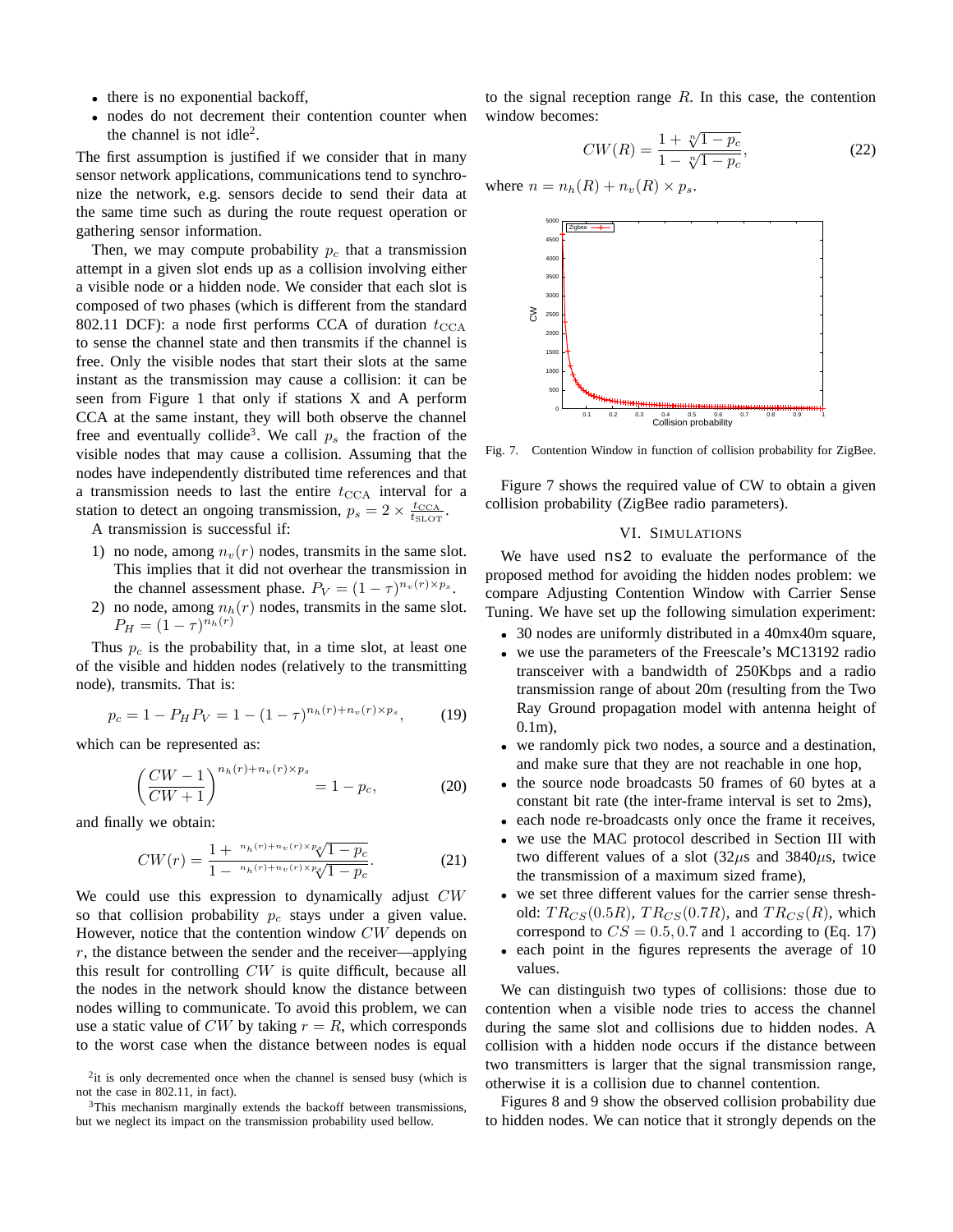- there is no exponential backoff,
- nodes do not decrement their contention counter when the channel is not idle[2].

The first assumption is justified if we consider that in many sensor network applications, communications tend to synchronize the network, e.g. sensors decide to send their data at the same time such as during the route request operation or gathering sensor information.

Then, we may compute probability $p_c$ that a transmission attempt in a given slot ends up as a collision involving either a visible node or a hidden node. We consider that each slot is composed of two phases (which is different from the standard 802.11 DCF): a node first performs CCA of duration $t_{\mathrm{CCA}}$ to sense the channel state and then transmits if the channel is free. Only the visible nodes that start their slots at the same instant as the transmission may cause a collision: it can be seen from Figure 1 that only if stations X and A perform CCA at the same instant, they will both observe the channel free and eventually collide[3]. We call $p_s$ the fraction of the visible nodes that may cause a collision. Assuming that the nodes have independently distributed time references and that a transmission needs to last the entire $t_{\mathrm{CCA}}$ interval for a station to detect an ongoing transmission, $p_s = 2 \times \frac{t_{\mathrm{CCA}}}{t_{\mathrm{SLOT}}}$.

A transmission is successful if:

1) no node, among $n_v(r)$ nodes, transmits in the same slot. This implies that it did not overhear the transmission in the channel assessment phase. $P_V = (1-\tau)^{n_v(r)\times p_s}$.
2) no node, among $n_h(r)$ nodes, transmits in the same slot. $P_H = (1-\tau)^{n_h(r)}$

Thus $p_c$ is the probability that, in a time slot, at least one of the visible and hidden nodes (relatively to the transmitting node), transmits. That is:

$$p_c = 1 - P_H P_V = 1 - (1-\tau)^{n_h(r)+n_v(r)\times p_s}, \qquad (19)$$

which can be represented as:

$$\left(\frac{CW-1}{CW+1}\right)^{n_h(r)+n_v(r)\times p_s} = 1 - p_c, \qquad (20)$$

and finally we obtain:

$$CW(r) = \frac{1 + \sqrt[n_h(r)+n_v(r)\times p_s]{1-p_c}}{1 - \sqrt[n_h(r)+n_v(r)\times p_s]{1-p_c}}. \qquad (21)$$

We could use this expression to dynamically adjust $CW$ so that collision probability $p_c$ stays under a given value. However, notice that the contention window $CW$ depends on $r$, the distance between the sender and the receiver—applying this result for controlling $CW$ is quite difficult, because all the nodes in the network should know the distance between nodes willing to communicate. To avoid this problem, we can use a static value of $CW$ by taking $r = R$, which corresponds to the worst case when the distance between nodes is equal to the signal reception range $R$. In this case, the contention window becomes:

$$CW(R) = \frac{1 + \sqrt[n]{1-p_c}}{1 - \sqrt[n]{1-p_c}}, \qquad (22)$$

where $n = n_h(R) + n_v(R) \times p_s$.

Fig. 7. Contention Window in function of collision probability for ZigBee.

Figure 7 shows the required value of CW to obtain a given collision probability (ZigBee radio parameters).

## VI. Simulations

We have used `ns2` to evaluate the performance of the proposed method for avoiding the hidden nodes problem: we compare Adjusting Contention Window with Carrier Sense Tuning. We have set up the following simulation experiment:

- 30 nodes are uniformly distributed in a 40mx40m square,
- we use the parameters of the Freescale's MC13192 radio transceiver with a bandwidth of 250Kbps and a radio transmission range of about 20m (resulting from the Two Ray Ground propagation model with antenna height of 0.1m),
- we randomly pick two nodes, a source and a destination, and make sure that they are not reachable in one hop,
- the source node broadcasts 50 frames of 60 bytes at a constant bit rate (the inter-frame interval is set to 2ms),
- each node re-broadcasts only once the frame it receives,
- we use the MAC protocol described in Section III with two different values of a slot (32$\mu$s and 3840$\mu$s, twice the transmission of a maximum sized frame),
- we set three different values for the carrier sense threshold: $TR_{CS}(0.5R)$, $TR_{CS}(0.7R)$, and $TR_{CS}(R)$, which correspond to $CS = 0.5, 0.7$ and $1$ according to (Eq. 17)
- each point in the figures represents the average of 10 values.

We can distinguish two types of collisions: those due to contention when a visible node tries to access the channel during the same slot and collisions due to hidden nodes. A collision with a hidden node occurs if the distance between two transmitters is larger that the signal transmission range, otherwise it is a collision due to channel contention.

Figures 8 and 9 show the observed collision probability due to hidden nodes. We can notice that it strongly depends on the

[2] it is only decremented once when the channel is sensed busy (which is not the case in 802.11, in fact).

[3] This mechanism marginally extends the backoff between transmissions, but we neglect its impact on the transmission probability used bellow.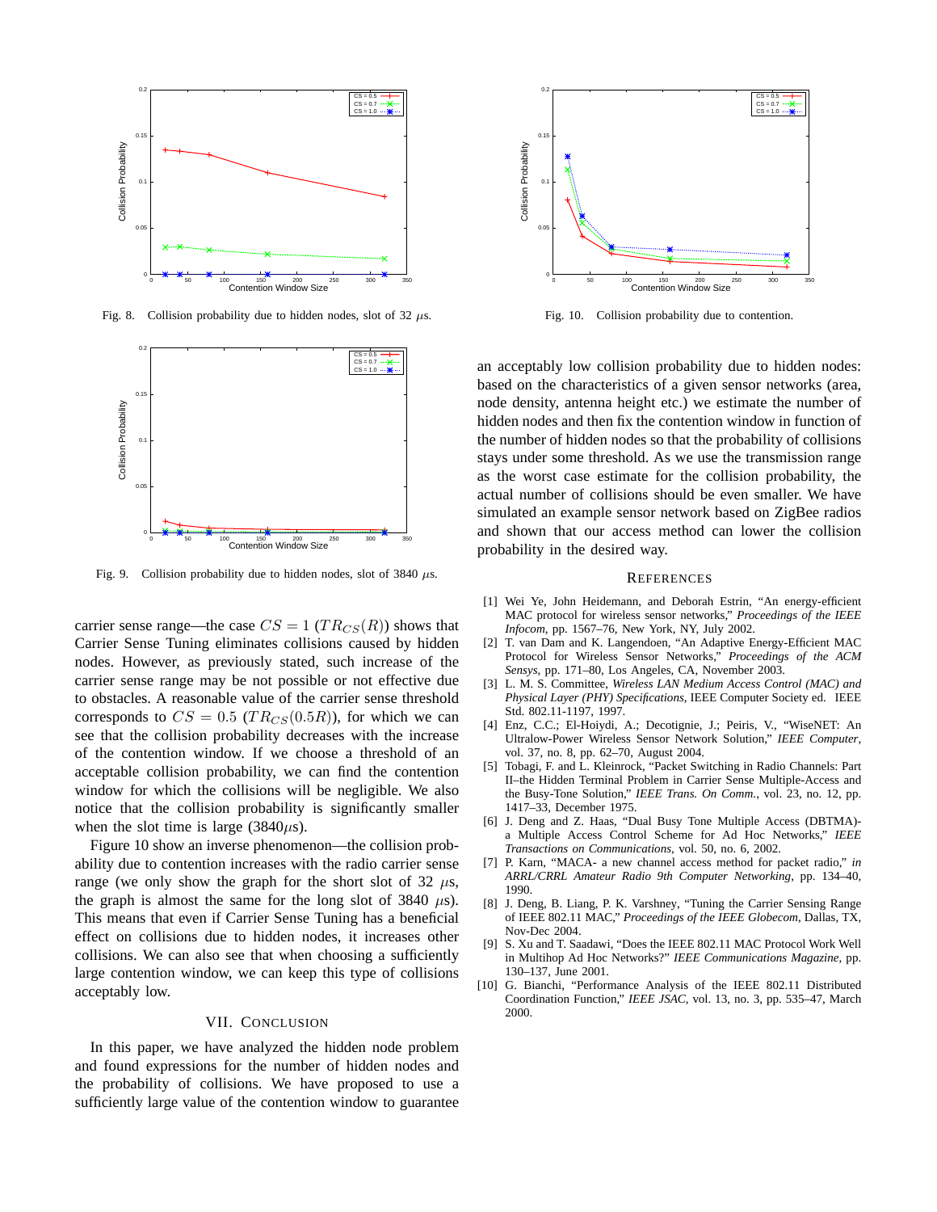0.2
0.15
0.1
0.05
0
0 50 100 150 200 250 300 350
Contention Window Size
Collision Probability
CS = 0.5
CS = 0.7
CS = 1.0

Fig. 8. Collision probability due to hidden nodes, slot of 32 $\mu$s.

0.2
0.15
0.1
0.05
0
0 50 100 150 200 250 300 350
Contention Window Size
Collision Probability
CS = 0.5
CS = 0.7
CS = 1.0

Fig. 9. Collision probability due to hidden nodes, slot of 3840 $\mu$s.

carrier sense range—the case $CS = 1$ ($TR_{CS}(R)$) shows that Carrier Sense Tuning eliminates collisions caused by hidden nodes. However, as previously stated, such increase of the carrier sense range may be not possible or not effective due to obstacles. A reasonable value of the carrier sense threshold corresponds to $CS = 0.5$ ($TR_{CS}(0.5R)$), for which we can see that the collision probability decreases with the increase of the contention window. If we choose a threshold of an acceptable collision probability, we can find the contention window for which the collisions will be negligible. We also notice that the collision probability is significantly smaller when the slot time is large (3840$\mu$s).

Figure 10 show an inverse phenomenon—the collision probability due to contention increases with the radio carrier sense range (we only show the graph for the short slot of 32 $\mu$s, the graph is almost the same for the long slot of 3840 $\mu$s). This means that even if Carrier Sense Tuning has a beneficial effect on collisions due to hidden nodes, it increases other collisions. We can also see that when choosing a sufficiently large contention window, we can keep this type of collisions acceptably low.

## VII. Conclusion

In this paper, we have analyzed the hidden node problem and found expressions for the number of hidden nodes and the probability of collisions. We have proposed to use a sufficiently large value of the contention window to guarantee

0.2
0.15
0.1
0.05
0
0 50 100 150 200 250 300 350
Contention Window Size
Collision Probability
CS = 0.5
CS = 0.7
CS = 1.0

Fig. 10. Collision probability due to contention.

an acceptably low collision probability due to hidden nodes: based on the characteristics of a given sensor networks (area, node density, antenna height etc.) we estimate the number of hidden nodes and then fix the contention window in function of the number of hidden nodes so that the probability of collisions stays under some threshold. As we use the transmission range as the worst case estimate for the collision probability, the actual number of collisions should be even smaller. We have simulated an example sensor network based on ZigBee radios and shown that our access method can lower the collision probability in the desired way.

## References

[1] Wei Ye, John Heidemann, and Deborah Estrin, "An energy-efficient MAC protocol for wireless sensor networks," *Proceedings of the IEEE Infocom*, pp. 1567–76, New York, NY, July 2002.

[2] T. van Dam and K. Langendoen, "An Adaptive Energy-Efficient MAC Protocol for Wireless Sensor Networks," *Proceedings of the ACM Sensys*, pp. 171–80, Los Angeles, CA, November 2003.

[3] L. M. S. Committee, *Wireless LAN Medium Access Control (MAC) and Physical Layer (PHY) Specifications*, IEEE Computer Society ed. IEEE Std. 802.11-1197, 1997.

[4] Enz, C.C.; El-Hoiydi, A.; Decotignie, J.; Peiris, V., "WiseNET: An Ultralow-Power Wireless Sensor Network Solution," *IEEE Computer*, vol. 37, no. 8, pp. 62–70, August 2004.

[5] Tobagi, F. and L. Kleinrock, "Packet Switching in Radio Channels: Part II–the Hidden Terminal Problem in Carrier Sense Multiple-Access and the Busy-Tone Solution," *IEEE Trans. On Comm.*, vol. 23, no. 12, pp. 1417–33, December 1975.

[6] J. Deng and Z. Haas, "Dual Busy Tone Multiple Access (DBTMA)-a Multiple Access Control Scheme for Ad Hoc Networks," *IEEE Transactions on Communications*, vol. 50, no. 6, 2002.

[7] P. Karn, "MACA- a new channel access method for packet radio," *in ARRL/CRRL Amateur Radio 9th Computer Networking*, pp. 134–40, 1990.

[8] J. Deng, B. Liang, P. K. Varshney, "Tuning the Carrier Sensing Range of IEEE 802.11 MAC," *Proceedings of the IEEE Globecom*, Dallas, TX, Nov-Dec 2004.

[9] S. Xu and T. Saadawi, "Does the IEEE 802.11 MAC Protocol Work Well in Multihop Ad Hoc Networks?" *IEEE Communications Magazine*, pp. 130–137, June 2001.

[10] G. Bianchi, "Performance Analysis of the IEEE 802.11 Distributed Coordination Function," *IEEE JSAC*, vol. 13, no. 3, pp. 535–47, March 2000.